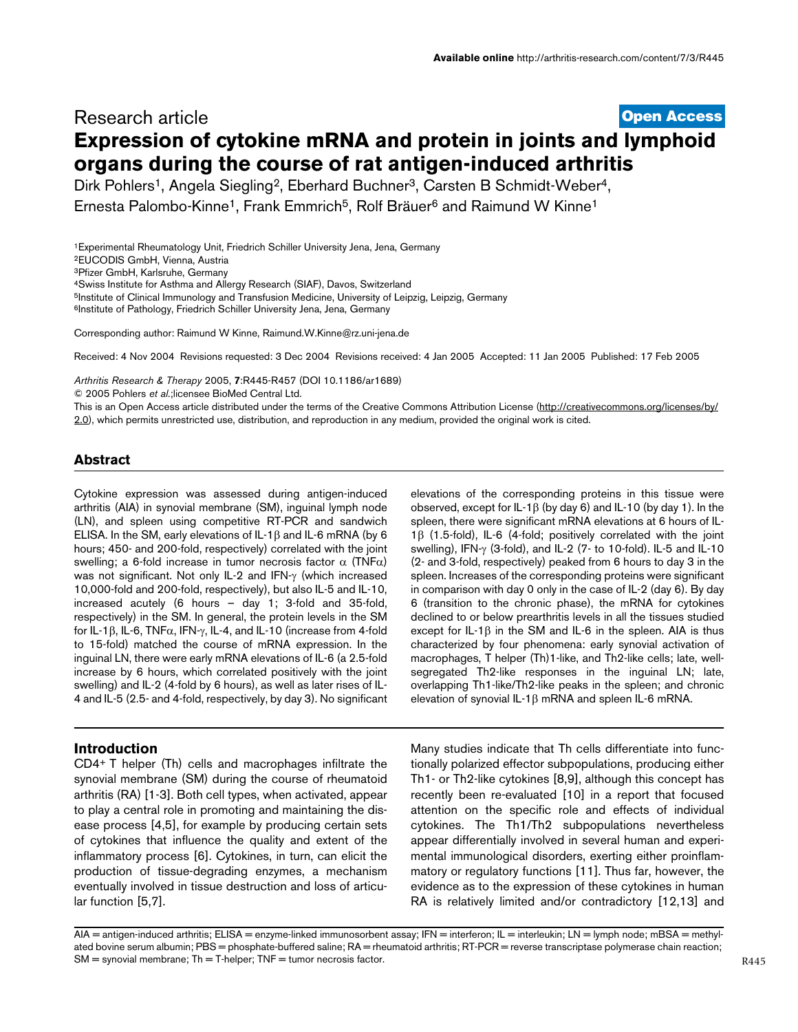Research article

**Open Access**

# Expression of cytokine mRNA and protein in joints and lymphoid organs during the course of rat antigen-induced arthritis

Dirk Pohlers[1], Angela Siegling[2], Eberhard Buchner[3], Carsten B Schmidt-Weber[4], Ernesta Palombo-Kinne[1], Frank Emmrich[5], Rolf Bräuer[6] and Raimund W Kinne[1]

[1]Experimental Rheumatology Unit, Friedrich Schiller University Jena, Jena, Germany
[2]EUCODIS GmbH, Vienna, Austria
[3]Pfizer GmbH, Karlsruhe, Germany
[4]Swiss Institute for Asthma and Allergy Research (SIAF), Davos, Switzerland
[5]Institute of Clinical Immunology and Transfusion Medicine, University of Leipzig, Leipzig, Germany
[6]Institute of Pathology, Friedrich Schiller University Jena, Jena, Germany

Corresponding author: Raimund W Kinne, Raimund.W.Kinne@rz.uni-jena.de

Received: 4 Nov 2004 Revisions requested: 3 Dec 2004 Revisions received: 4 Jan 2005 Accepted: 11 Jan 2005 Published: 17 Feb 2005

*Arthritis Research & Therapy* 2005, **7**:R445-R457 (DOI 10.1186/ar1689)
© 2005 Pohlers *et al.*;licensee BioMed Central Ltd.
This is an Open Access article distributed under the terms of the Creative Commons Attribution License (http://creativecommons.org/licenses/by/2.0), which permits unrestricted use, distribution, and reproduction in any medium, provided the original work is cited.

## Abstract

Cytokine expression was assessed during antigen-induced arthritis (AIA) in synovial membrane (SM), inguinal lymph node (LN), and spleen using competitive RT-PCR and sandwich ELISA. In the SM, early elevations of IL-1β and IL-6 mRNA (by 6 hours; 450- and 200-fold, respectively) correlated with the joint swelling; a 6-fold increase in tumor necrosis factor α (TNFα) was not significant. Not only IL-2 and IFN-γ (which increased 10,000-fold and 200-fold, respectively), but also IL-5 and IL-10, increased acutely (6 hours – day 1; 3-fold and 35-fold, respectively) in the SM. In general, the protein levels in the SM for IL-1β, IL-6, TNFα, IFN-γ, IL-4, and IL-10 (increase from 4-fold to 15-fold) matched the course of mRNA expression. In the inguinal LN, there were early mRNA elevations of IL-6 (a 2.5-fold increase by 6 hours, which correlated positively with the joint swelling) and IL-2 (4-fold by 6 hours), as well as later rises of IL-4 and IL-5 (2.5- and 4-fold, respectively, by day 3). No significant elevations of the corresponding proteins in this tissue were observed, except for IL-1β (by day 6) and IL-10 (by day 1). In the spleen, there were significant mRNA elevations at 6 hours of IL-1β (1.5-fold), IL-6 (4-fold; positively correlated with the joint swelling), IFN-γ (3-fold), and IL-2 (7- to 10-fold). IL-5 and IL-10 (2- and 3-fold, respectively) peaked from 6 hours to day 3 in the spleen. Increases of the corresponding proteins were significant in comparison with day 0 only in the case of IL-2 (day 6). By day 6 (transition to the chronic phase), the mRNA for cytokines declined to or below prearthritis levels in all the tissues studied except for IL-1β in the SM and IL-6 in the spleen. AIA is thus characterized by four phenomena: early synovial activation of macrophages, T helper (Th)1-like, and Th2-like cells; late, well-segregated Th2-like responses in the inguinal LN; late, overlapping Th1-like/Th2-like peaks in the spleen; and chronic elevation of synovial IL-1β mRNA and spleen IL-6 mRNA.

## Introduction

CD4+ T helper (Th) cells and macrophages infiltrate the synovial membrane (SM) during the course of rheumatoid arthritis (RA) [1-3]. Both cell types, when activated, appear to play a central role in promoting and maintaining the disease process [4,5], for example by producing certain sets of cytokines that influence the quality and extent of the inflammatory process [6]. Cytokines, in turn, can elicit the production of tissue-degrading enzymes, a mechanism eventually involved in tissue destruction and loss of articular function [5,7].

Many studies indicate that Th cells differentiate into functionally polarized effector subpopulations, producing either Th1- or Th2-like cytokines [8,9], although this concept has recently been re-evaluated [10] in a report that focused attention on the specific role and effects of individual cytokines. The Th1/Th2 subpopulations nevertheless appear differentially involved in several human and experimental immunological disorders, exerting either proinflammatory or regulatory functions [11]. Thus far, however, the evidence as to the expression of these cytokines in human RA is relatively limited and/or contradictory [12,13] and

AIA = antigen-induced arthritis; ELISA = enzyme-linked immunosorbent assay; IFN = interferon; IL = interleukin; LN = lymph node; mBSA = methylated bovine serum albumin; PBS = phosphate-buffered saline; RA = rheumatoid arthritis; RT-PCR = reverse transcriptase polymerase chain reaction; SM = synovial membrane; Th = T-helper; TNF = tumor necrosis factor.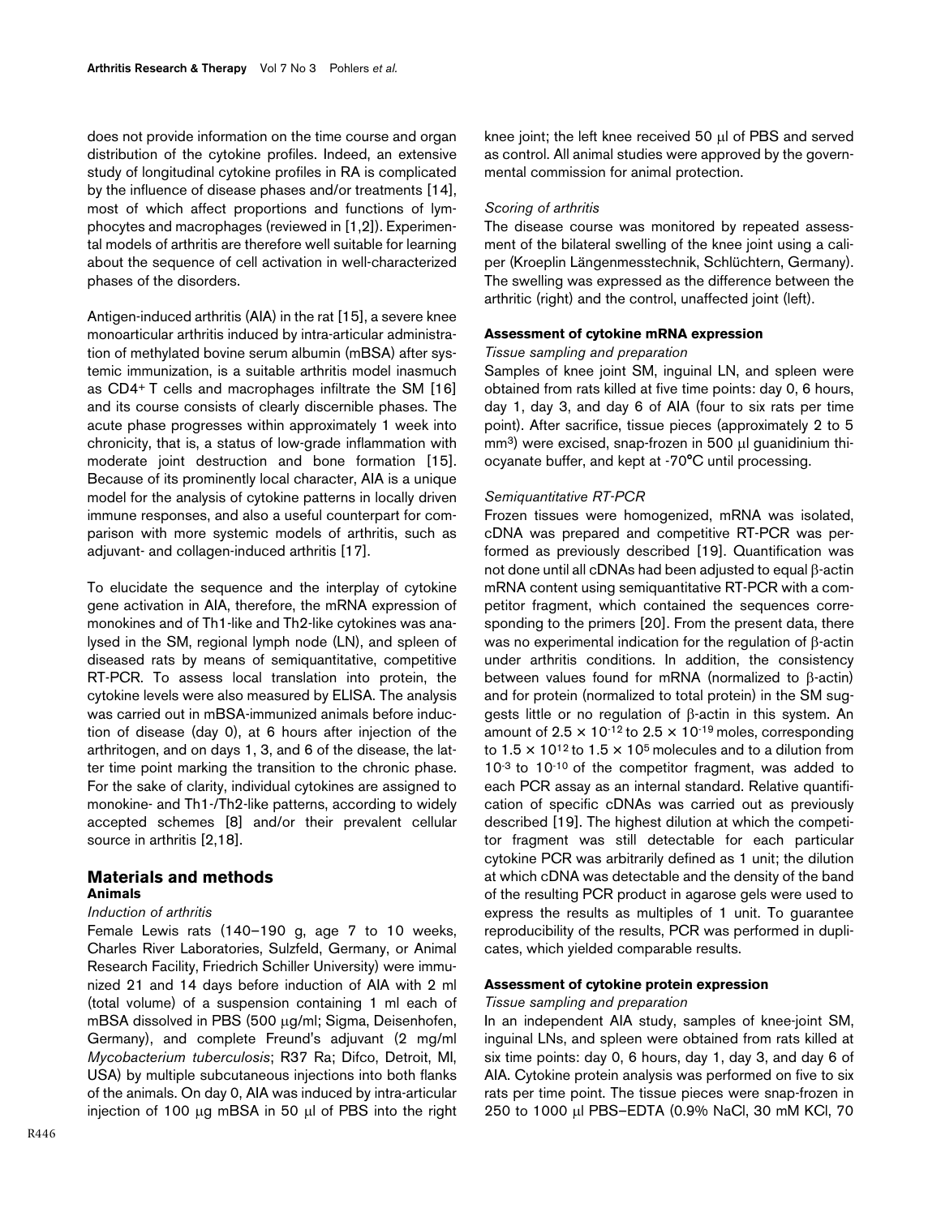does not provide information on the time course and organ distribution of the cytokine profiles. Indeed, an extensive study of longitudinal cytokine profiles in RA is complicated by the influence of disease phases and/or treatments [14], most of which affect proportions and functions of lymphocytes and macrophages (reviewed in [1,2]). Experimental models of arthritis are therefore well suitable for learning about the sequence of cell activation in well-characterized phases of the disorders.

Antigen-induced arthritis (AIA) in the rat [15], a severe knee monoarticular arthritis induced by intra-articular administration of methylated bovine serum albumin (mBSA) after systemic immunization, is a suitable arthritis model inasmuch as CD4+ T cells and macrophages infiltrate the SM [16] and its course consists of clearly discernible phases. The acute phase progresses within approximately 1 week into chronicity, that is, a status of low-grade inflammation with moderate joint destruction and bone formation [15]. Because of its prominently local character, AIA is a unique model for the analysis of cytokine patterns in locally driven immune responses, and also a useful counterpart for comparison with more systemic models of arthritis, such as adjuvant- and collagen-induced arthritis [17].

To elucidate the sequence and the interplay of cytokine gene activation in AIA, therefore, the mRNA expression of monokines and of Th1-like and Th2-like cytokines was analysed in the SM, regional lymph node (LN), and spleen of diseased rats by means of semiquantitative, competitive RT-PCR. To assess local translation into protein, the cytokine levels were also measured by ELISA. The analysis was carried out in mBSA-immunized animals before induction of disease (day 0), at 6 hours after injection of the arthritogen, and on days 1, 3, and 6 of the disease, the latter time point marking the transition to the chronic phase. For the sake of clarity, individual cytokines are assigned to monokine- and Th1-/Th2-like patterns, according to widely accepted schemes [8] and/or their prevalent cellular source in arthritis [2,18].

## Materials and methods

### Animals

#### *Induction of arthritis*

Female Lewis rats (140–190 g, age 7 to 10 weeks, Charles River Laboratories, Sulzfeld, Germany, or Animal Research Facility, Friedrich Schiller University) were immunized 21 and 14 days before induction of AIA with 2 ml (total volume) of a suspension containing 1 ml each of mBSA dissolved in PBS (500 μg/ml; Sigma, Deisenhofen, Germany), and complete Freund's adjuvant (2 mg/ml *Mycobacterium tuberculosis*; R37 Ra; Difco, Detroit, MI, USA) by multiple subcutaneous injections into both flanks of the animals. On day 0, AIA was induced by intra-articular injection of 100 μg mBSA in 50 μl of PBS into the right knee joint; the left knee received 50 μl of PBS and served as control. All animal studies were approved by the governmental commission for animal protection.

#### *Scoring of arthritis*

The disease course was monitored by repeated assessment of the bilateral swelling of the knee joint using a caliper (Kroeplin Längenmesstechnik, Schlüchtern, Germany). The swelling was expressed as the difference between the arthritic (right) and the control, unaffected joint (left).

### Assessment of cytokine mRNA expression

#### *Tissue sampling and preparation*

Samples of knee joint SM, inguinal LN, and spleen were obtained from rats killed at five time points: day 0, 6 hours, day 1, day 3, and day 6 of AIA (four to six rats per time point). After sacrifice, tissue pieces (approximately 2 to 5 mm$^3$) were excised, snap-frozen in 500 μl guanidinium thiocyanate buffer, and kept at -70°C until processing.

#### *Semiquantitative RT-PCR*

Frozen tissues were homogenized, mRNA was isolated, cDNA was prepared and competitive RT-PCR was performed as previously described [19]. Quantification was not done until all cDNAs had been adjusted to equal β-actin mRNA content using semiquantitative RT-PCR with a competitor fragment, which contained the sequences corresponding to the primers [20]. From the present data, there was no experimental indication for the regulation of β-actin under arthritis conditions. In addition, the consistency between values found for mRNA (normalized to β-actin) and for protein (normalized to total protein) in the SM suggests little or no regulation of β-actin in this system. An amount of $2.5 \times 10^{-12}$ to $2.5 \times 10^{-19}$ moles, corresponding to $1.5 \times 10^{12}$ to $1.5 \times 10^{5}$ molecules and to a dilution from $10^{-3}$ to $10^{-10}$ of the competitor fragment, was added to each PCR assay as an internal standard. Relative quantification of specific cDNAs was carried out as previously described [19]. The highest dilution at which the competitor fragment was still detectable for each particular cytokine PCR was arbitrarily defined as 1 unit; the dilution at which cDNA was detectable and the density of the band of the resulting PCR product in agarose gels were used to express the results as multiples of 1 unit. To guarantee reproducibility of the results, PCR was performed in duplicates, which yielded comparable results.

### Assessment of cytokine protein expression

#### *Tissue sampling and preparation*

In an independent AIA study, samples of knee-joint SM, inguinal LNs, and spleen were obtained from rats killed at six time points: day 0, 6 hours, day 1, day 3, and day 6 of AIA. Cytokine protein analysis was performed on five to six rats per time point. The tissue pieces were snap-frozen in 250 to 1000 μl PBS–EDTA (0.9% NaCl, 30 mM KCl, 70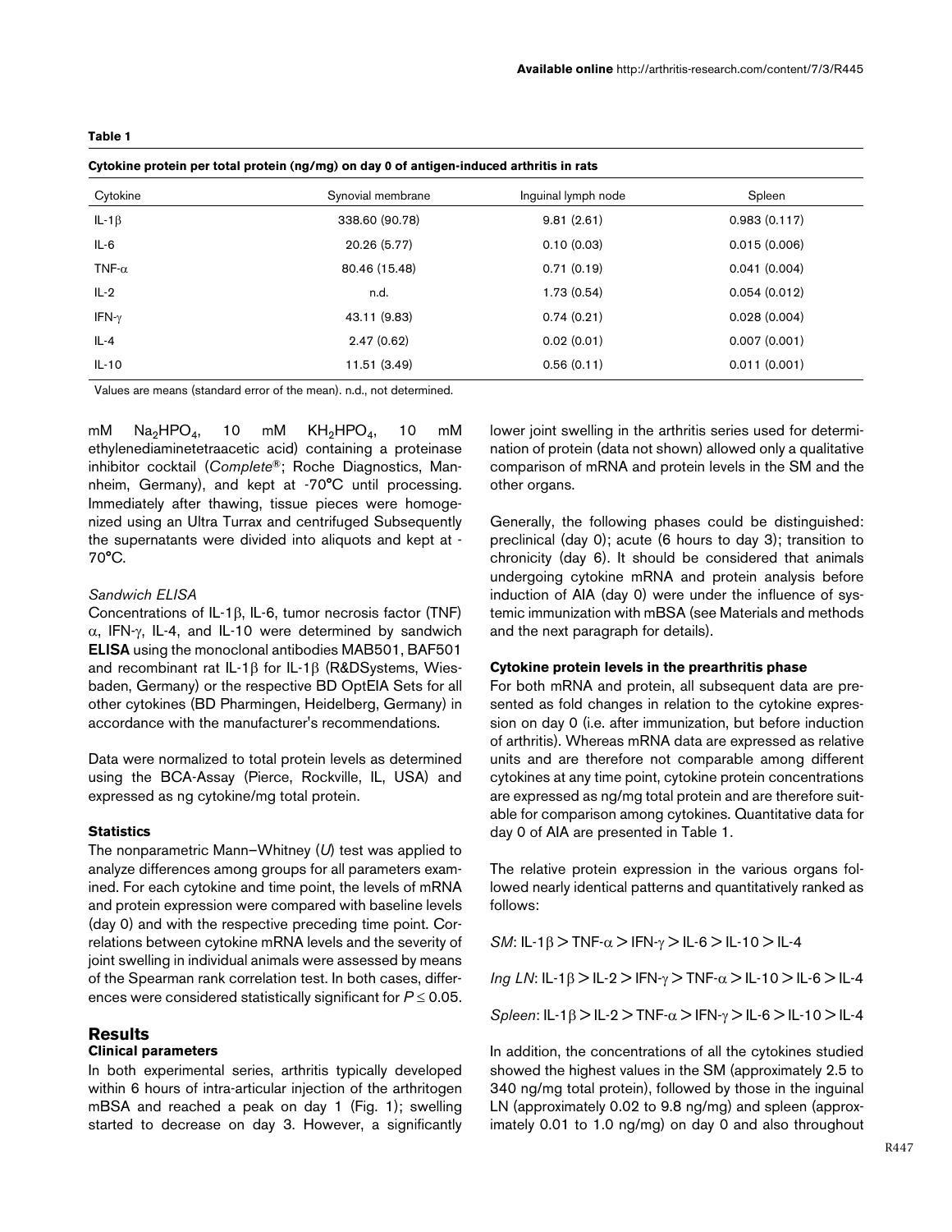**Table 1**

**Cytokine protein per total protein (ng/mg) on day 0 of antigen-induced arthritis in rats**

| Cytokine | Synovial membrane | Inguinal lymph node | Spleen |
|---|---|---|---|
| IL-1β | 338.60 (90.78) | 9.81 (2.61) | 0.983 (0.117) |
| IL-6 | 20.26 (5.77) | 0.10 (0.03) | 0.015 (0.006) |
| TNF-α | 80.46 (15.48) | 0.71 (0.19) | 0.041 (0.004) |
| IL-2 | n.d. | 1.73 (0.54) | 0.054 (0.012) |
| IFN-γ | 43.11 (9.83) | 0.74 (0.21) | 0.028 (0.004) |
| IL-4 | 2.47 (0.62) | 0.02 (0.01) | 0.007 (0.001) |
| IL-10 | 11.51 (3.49) | 0.56 (0.11) | 0.011 (0.001) |

Values are means (standard error of the mean). n.d., not determined.

mM $Na_2HPO_4$, 10 mM $KH_2HPO_4$, 10 mM ethylenediaminetetraacetic acid) containing a proteinase inhibitor cocktail (*Complete*®; Roche Diagnostics, Mannheim, Germany), and kept at -70°C until processing. Immediately after thawing, tissue pieces were homogenized using an Ultra Turrax and centrifuged Subsequently the supernatants were divided into aliquots and kept at -70°C.

*Sandwich ELISA*

Concentrations of IL-1β, IL-6, tumor necrosis factor (TNF) α, IFN-γ, IL-4, and IL-10 were determined by sandwich **ELISA** using the monoclonal antibodies MAB501, BAF501 and recombinant rat IL-1β for IL-1β (R&DSystems, Wiesbaden, Germany) or the respective BD OptEIA Sets for all other cytokines (BD Pharmingen, Heidelberg, Germany) in accordance with the manufacturer's recommendations.

Data were normalized to total protein levels as determined using the BCA-Assay (Pierce, Rockville, IL, USA) and expressed as ng cytokine/mg total protein.

### Statistics

The nonparametric Mann–Whitney (*U*) test was applied to analyze differences among groups for all parameters examined. For each cytokine and time point, the levels of mRNA and protein expression were compared with baseline levels (day 0) and with the respective preceding time point. Correlations between cytokine mRNA levels and the severity of joint swelling in individual animals were assessed by means of the Spearman rank correlation test. In both cases, differences were considered statistically significant for $P \leq 0.05$.

## Results

### Clinical parameters

In both experimental series, arthritis typically developed within 6 hours of intra-articular injection of the arthritogen mBSA and reached a peak on day 1 (Fig. 1); swelling started to decrease on day 3. However, a significantly lower joint swelling in the arthritis series used for determination of protein (data not shown) allowed only a qualitative comparison of mRNA and protein levels in the SM and the other organs.

Generally, the following phases could be distinguished: preclinical (day 0); acute (6 hours to day 3); transition to chronicity (day 6). It should be considered that animals undergoing cytokine mRNA and protein analysis before induction of AIA (day 0) were under the influence of systemic immunization with mBSA (see Materials and methods and the next paragraph for details).

### Cytokine protein levels in the prearthritis phase

For both mRNA and protein, all subsequent data are presented as fold changes in relation to the cytokine expression on day 0 (i.e. after immunization, but before induction of arthritis). Whereas mRNA data are expressed as relative units and are therefore not comparable among different cytokines at any time point, cytokine protein concentrations are expressed as ng/mg total protein and are therefore suitable for comparison among cytokines. Quantitative data for day 0 of AIA are presented in Table 1.

The relative protein expression in the various organs followed nearly identical patterns and quantitatively ranked as follows:

*SM*: IL-1β > TNF-α > IFN-γ > IL-6 > IL-10 > IL-4

*Ing LN*: IL-1β > IL-2 > IFN-γ > TNF-α > IL-10 > IL-6 > IL-4

*Spleen*: IL-1β > IL-2 > TNF-α > IFN-γ > IL-6 > IL-10 > IL-4

In addition, the concentrations of all the cytokines studied showed the highest values in the SM (approximately 2.5 to 340 ng/mg total protein), followed by those in the inguinal LN (approximately 0.02 to 9.8 ng/mg) and spleen (approximately 0.01 to 1.0 ng/mg) on day 0 and also throughout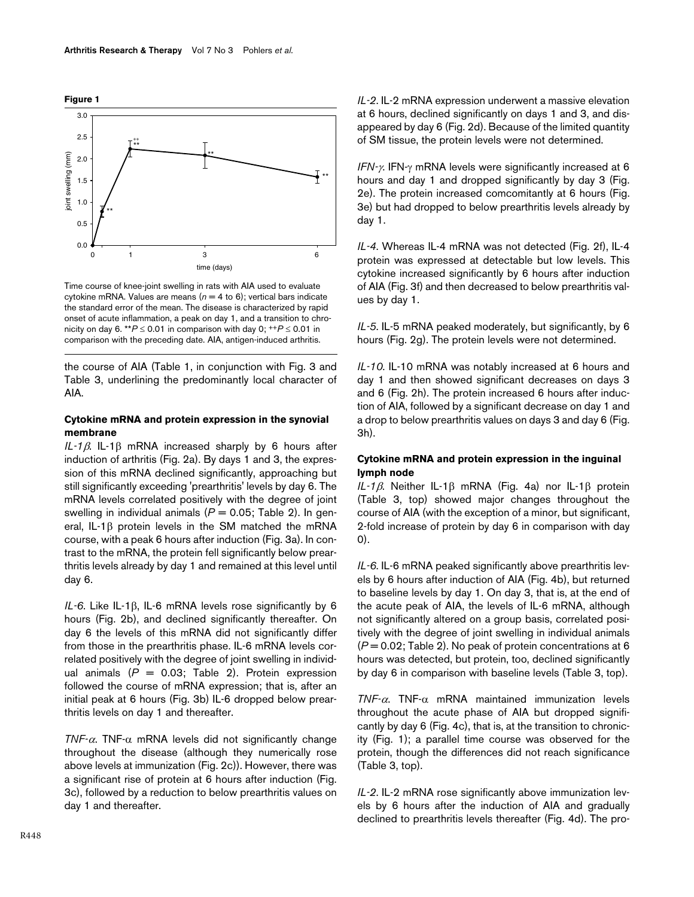**Figure 1**

Time course of knee-joint swelling in rats with AIA used to evaluate cytokine mRNA. Values are means ($n = 4$ to 6); vertical bars indicate the standard error of the mean. The disease is characterized by rapid onset of acute inflammation, a peak on day 1, and a transition to chronicity on day 6. $^{**}P \leq 0.01$ in comparison with day 0; $^{++}P \leq 0.01$ in comparison with the preceding date. AIA, antigen-induced arthritis.

the course of AIA (Table 1, in conjunction with Fig. 3 and Table 3, underlining the predominantly local character of AIA.

### Cytokine mRNA and protein expression in the synovial membrane

*IL-1β*. IL-1β mRNA increased sharply by 6 hours after induction of arthritis (Fig. 2a). By days 1 and 3, the expression of this mRNA declined significantly, approaching but still significantly exceeding 'prearthritis' levels by day 6. The mRNA levels correlated positively with the degree of joint swelling in individual animals ($P = 0.05$; Table 2). In general, IL-1β protein levels in the SM matched the mRNA course, with a peak 6 hours after induction (Fig. 3a). In contrast to the mRNA, the protein fell significantly below prearthritis levels already by day 1 and remained at this level until day 6.

*IL-6*. Like IL-1β, IL-6 mRNA levels rose significantly by 6 hours (Fig. 2b), and declined significantly thereafter. On day 6 the levels of this mRNA did not significantly differ from those in the prearthritis phase. IL-6 mRNA levels correlated positively with the degree of joint swelling in individual animals ($P = 0.03$; Table 2). Protein expression followed the course of mRNA expression; that is, after an initial peak at 6 hours (Fig. 3b) IL-6 dropped below prearthritis levels on day 1 and thereafter.

*TNF-α*. TNF-α mRNA levels did not significantly change throughout the disease (although they numerically rose above levels at immunization (Fig. 2c)). However, there was a significant rise of protein at 6 hours after induction (Fig. 3c), followed by a reduction to below prearthritis values on day 1 and thereafter.

*IL-2*. IL-2 mRNA expression underwent a massive elevation at 6 hours, declined significantly on days 1 and 3, and disappeared by day 6 (Fig. 2d). Because of the limited quantity of SM tissue, the protein levels were not determined.

*IFN-γ*. IFN-γ mRNA levels were significantly increased at 6 hours and day 1 and dropped significantly by day 3 (Fig. 2e). The protein increased comcomitantly at 6 hours (Fig. 3e) but had dropped to below prearthritis levels already by day 1.

*IL-4*. Whereas IL-4 mRNA was not detected (Fig. 2f), IL-4 protein was expressed at detectable but low levels. This cytokine increased significantly by 6 hours after induction of AIA (Fig. 3f) and then decreased to below prearthritis values by day 1.

*IL-5*. IL-5 mRNA peaked moderately, but significantly, by 6 hours (Fig. 2g). The protein levels were not determined.

*IL-10*. IL-10 mRNA was notably increased at 6 hours and day 1 and then showed significant decreases on days 3 and 6 (Fig. 2h). The protein increased 6 hours after induction of AIA, followed by a significant decrease on day 1 and a drop to below prearthritis values on days 3 and day 6 (Fig. 3h).

### Cytokine mRNA and protein expression in the inguinal lymph node

*IL-1β*. Neither IL-1β mRNA (Fig. 4a) nor IL-1β protein (Table 3, top) showed major changes throughout the course of AIA (with the exception of a minor, but significant, 2-fold increase of protein by day 6 in comparison with day 0).

*IL-6*. IL-6 mRNA peaked significantly above prearthritis levels by 6 hours after induction of AIA (Fig. 4b), but returned to baseline levels by day 1. On day 3, that is, at the end of the acute peak of AIA, the levels of IL-6 mRNA, although not significantly altered on a group basis, correlated positively with the degree of joint swelling in individual animals ($P = 0.02$; Table 2). No peak of protein concentrations at 6 hours was detected, but protein, too, declined significantly by day 6 in comparison with baseline levels (Table 3, top).

*TNF-α*. TNF-α mRNA maintained immunization levels throughout the acute phase of AIA but dropped significantly by day 6 (Fig. 4c), that is, at the transition to chronicity (Fig. 1); a parallel time course was observed for the protein, though the differences did not reach significance (Table 3, top).

*IL-2*. IL-2 mRNA rose significantly above immunization levels by 6 hours after the induction of AIA and gradually declined to prearthritis levels thereafter (Fig. 4d). The pro-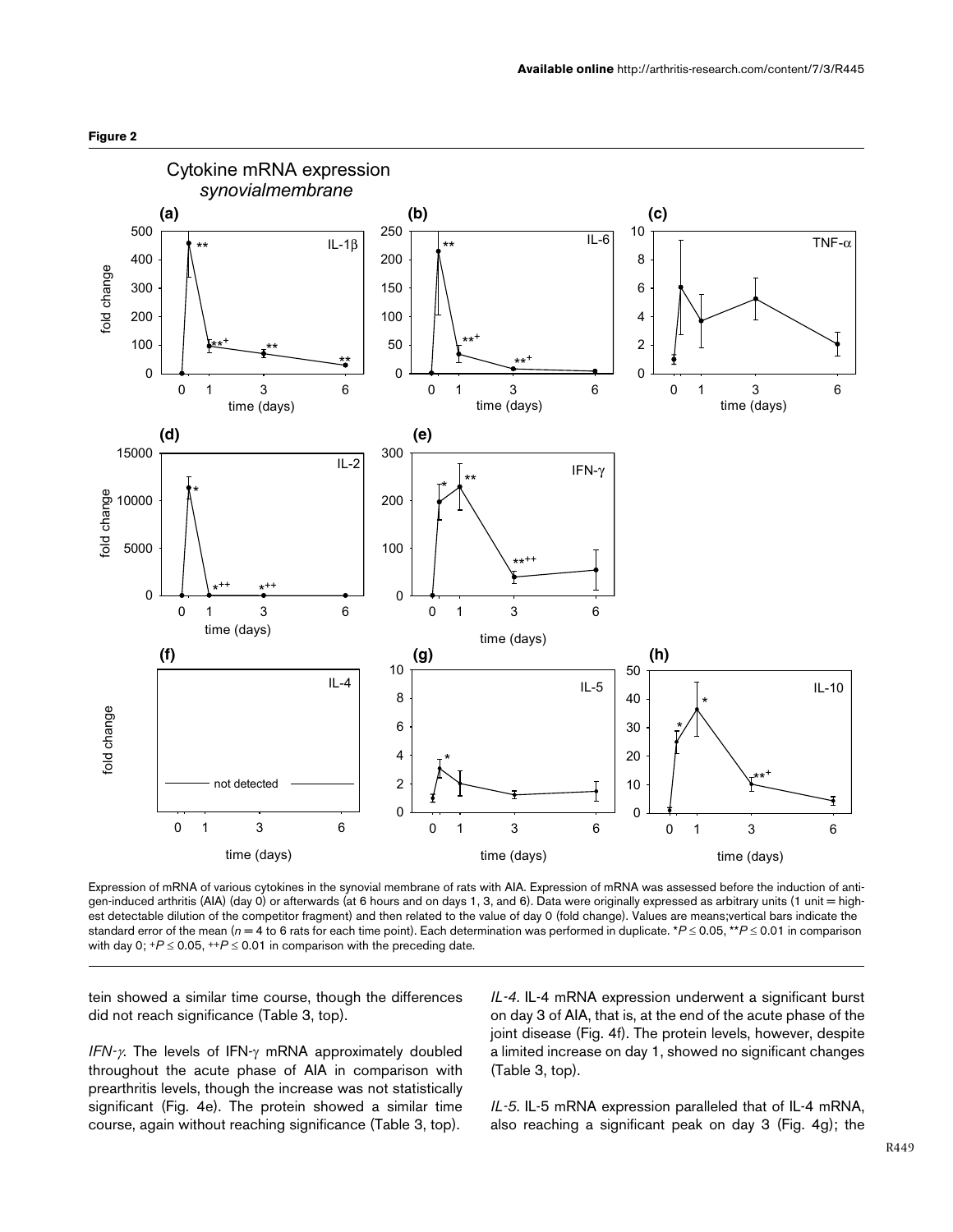**Figure 2**

Expression of mRNA of various cytokines in the synovial membrane of rats with AIA. Expression of mRNA was assessed before the induction of antigen-induced arthritis (AIA) (day 0) or afterwards (at 6 hours and on days 1, 3, and 6). Data were originally expressed as arbitrary units (1 unit = highest detectable dilution of the competitor fragment) and then related to the value of day 0 (fold change). Values are means;vertical bars indicate the standard error of the mean ($n = 4$ to 6 rats for each time point). Each determination was performed in duplicate. *$P \leq 0.05$, **$P \leq 0.01$ in comparison with day 0; +$P \leq 0.05$, ++$P \leq 0.01$ in comparison with the preceding date.

tein showed a similar time course, though the differences did not reach significance (Table 3, top).

*IFN-γ.* The levels of IFN-γ mRNA approximately doubled throughout the acute phase of AIA in comparison with prearthritis levels, though the increase was not statistically significant (Fig. 4e). The protein showed a similar time course, again without reaching significance (Table 3, top).

*IL-4.* IL-4 mRNA expression underwent a significant burst on day 3 of AIA, that is, at the end of the acute phase of the joint disease (Fig. 4f). The protein levels, however, despite a limited increase on day 1, showed no significant changes (Table 3, top).

*IL-5.* IL-5 mRNA expression paralleled that of IL-4 mRNA, also reaching a significant peak on day 3 (Fig. 4g); the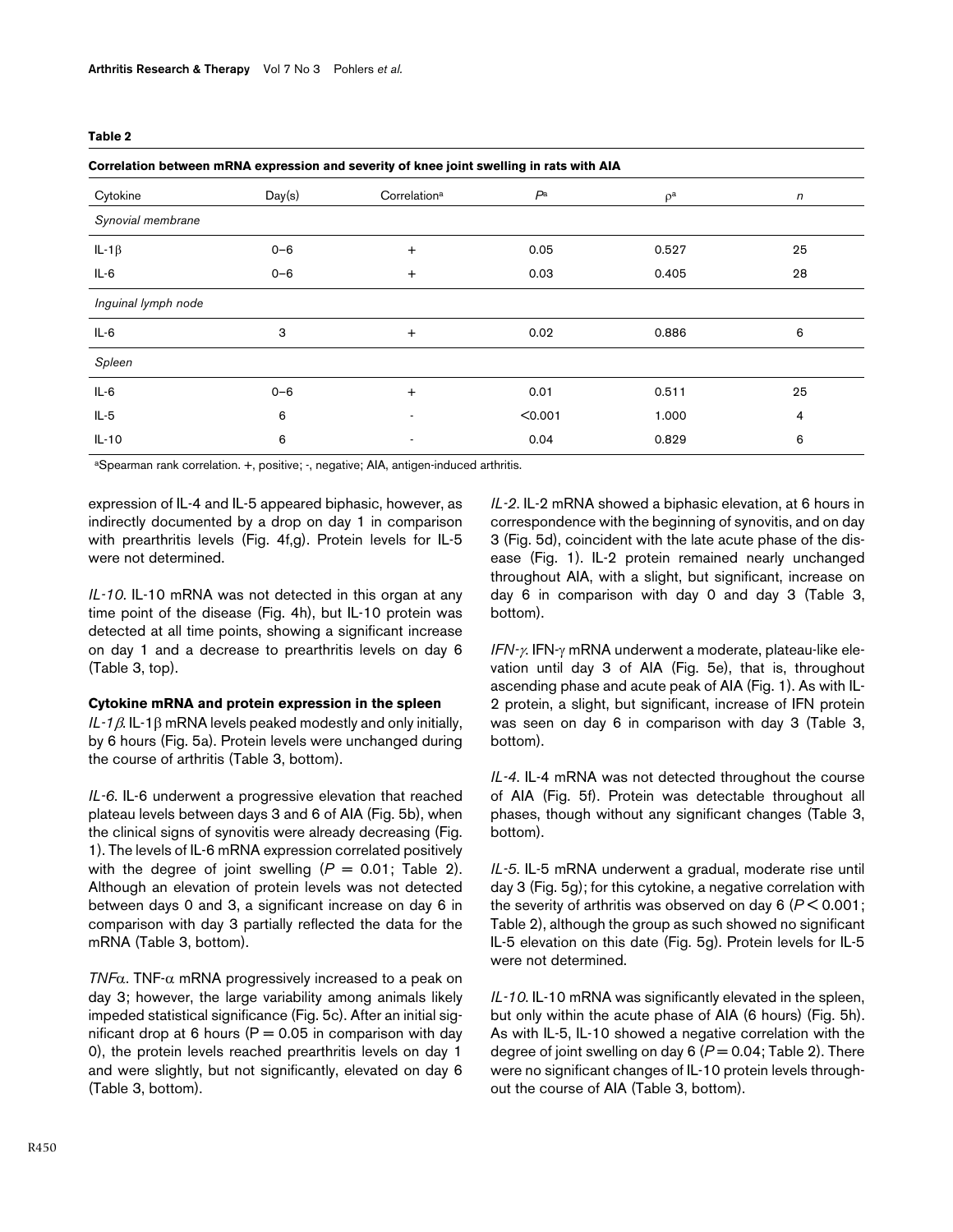**Table 2**

**Correlation between mRNA expression and severity of knee joint swelling in rats with AIA**

| Cytokine | Day(s) | Correlation[a] | $P$[a] | $\rho$[a] | $n$ |
|---|---|---|---|---|---|
| *Synovial membrane* | | | | | |
| IL-1β | 0–6 | + | 0.05 | 0.527 | 25 |
| IL-6 | 0–6 | + | 0.03 | 0.405 | 28 |
| *Inguinal lymph node* | | | | | |
| IL-6 | 3 | + | 0.02 | 0.886 | 6 |
| *Spleen* | | | | | |
| IL-6 | 0–6 | + | 0.01 | 0.511 | 25 |
| IL-5 | 6 | - | <0.001 | 1.000 | 4 |
| IL-10 | 6 | - | 0.04 | 0.829 | 6 |

[a]Spearman rank correlation. +, positive; -, negative; AIA, antigen-induced arthritis.

expression of IL-4 and IL-5 appeared biphasic, however, as indirectly documented by a drop on day 1 in comparison with prearthritis levels (Fig. 4f,g). Protein levels for IL-5 were not determined.

*IL-10*. IL-10 mRNA was not detected in this organ at any time point of the disease (Fig. 4h), but IL-10 protein was detected at all time points, showing a significant increase on day 1 and a decrease to prearthritis levels on day 6 (Table 3, top).

### Cytokine mRNA and protein expression in the spleen

*IL-1β*. IL-1β mRNA levels peaked modestly and only initially, by 6 hours (Fig. 5a). Protein levels were unchanged during the course of arthritis (Table 3, bottom).

*IL-6*. IL-6 underwent a progressive elevation that reached plateau levels between days 3 and 6 of AIA (Fig. 5b), when the clinical signs of synovitis were already decreasing (Fig. 1). The levels of IL-6 mRNA expression correlated positively with the degree of joint swelling ($P$ = 0.01; Table 2). Although an elevation of protein levels was not detected between days 0 and 3, a significant increase on day 6 in comparison with day 3 partially reflected the data for the mRNA (Table 3, bottom).

*TNFα*. TNF-α mRNA progressively increased to a peak on day 3; however, the large variability among animals likely impeded statistical significance (Fig. 5c). After an initial significant drop at 6 hours (P = 0.05 in comparison with day 0), the protein levels reached prearthritis levels on day 1 and were slightly, but not significantly, elevated on day 6 (Table 3, bottom).

*IL-2*. IL-2 mRNA showed a biphasic elevation, at 6 hours in correspondence with the beginning of synovitis, and on day 3 (Fig. 5d), coincident with the late acute phase of the disease (Fig. 1). IL-2 protein remained nearly unchanged throughout AIA, with a slight, but significant, increase on day 6 in comparison with day 0 and day 3 (Table 3, bottom).

*IFN-γ*. IFN-γ mRNA underwent a moderate, plateau-like elevation until day 3 of AIA (Fig. 5e), that is, throughout ascending phase and acute peak of AIA (Fig. 1). As with IL-2 protein, a slight, but significant, increase of IFN protein was seen on day 6 in comparison with day 3 (Table 3, bottom).

*IL-4*. IL-4 mRNA was not detected throughout the course of AIA (Fig. 5f). Protein was detectable throughout all phases, though without any significant changes (Table 3, bottom).

*IL-5*. IL-5 mRNA underwent a gradual, moderate rise until day 3 (Fig. 5g); for this cytokine, a negative correlation with the severity of arthritis was observed on day 6 ($P < 0.001$; Table 2), although the group as such showed no significant IL-5 elevation on this date (Fig. 5g). Protein levels for IL-5 were not determined.

*IL-10*. IL-10 mRNA was significantly elevated in the spleen, but only within the acute phase of AIA (6 hours) (Fig. 5h). As with IL-5, IL-10 showed a negative correlation with the degree of joint swelling on day 6 ($P$ = 0.04; Table 2). There were no significant changes of IL-10 protein levels throughout the course of AIA (Table 3, bottom).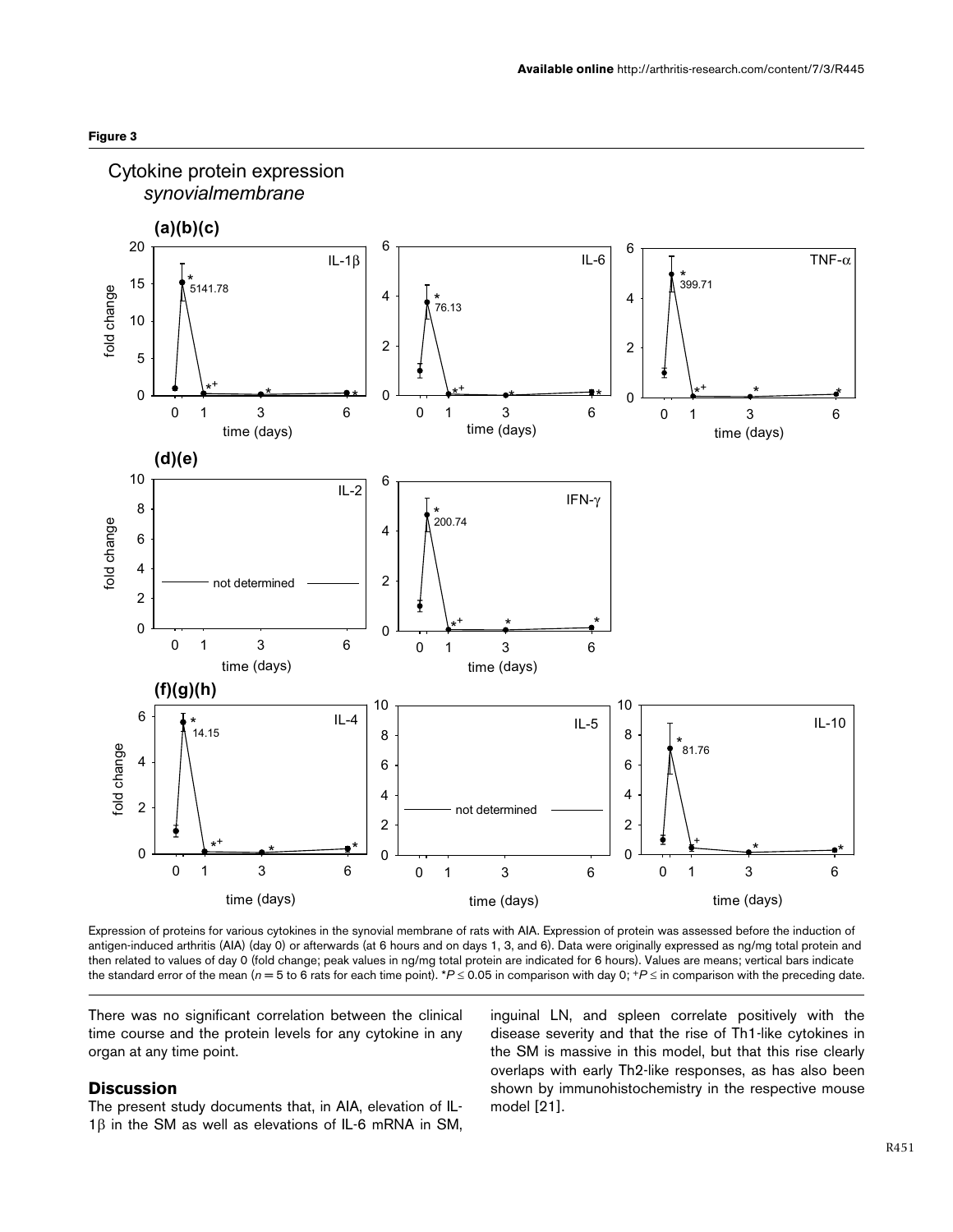**Figure 3**

Expression of proteins for various cytokines in the synovial membrane of rats with AIA. Expression of protein was assessed before the induction of antigen-induced arthritis (AIA) (day 0) or afterwards (at 6 hours and on days 1, 3, and 6). Data were originally expressed as ng/mg total protein and then related to values of day 0 (fold change; peak values in ng/mg total protein are indicated for 6 hours). Values are means; vertical bars indicate the standard error of the mean ($n$ = 5 to 6 rats for each time point). \*$P \leq 0.05$ in comparison with day 0; +$P \leq$ in comparison with the preceding date.

There was no significant correlation between the clinical time course and the protein levels for any cytokine in any organ at any time point.

## Discussion

The present study documents that, in AIA, elevation of IL-1β in the SM as well as elevations of IL-6 mRNA in SM, inguinal LN, and spleen correlate positively with the disease severity and that the rise of Th1-like cytokines in the SM is massive in this model, but that this rise clearly overlaps with early Th2-like responses, as has also been shown by immunohistochemistry in the respective mouse model [21].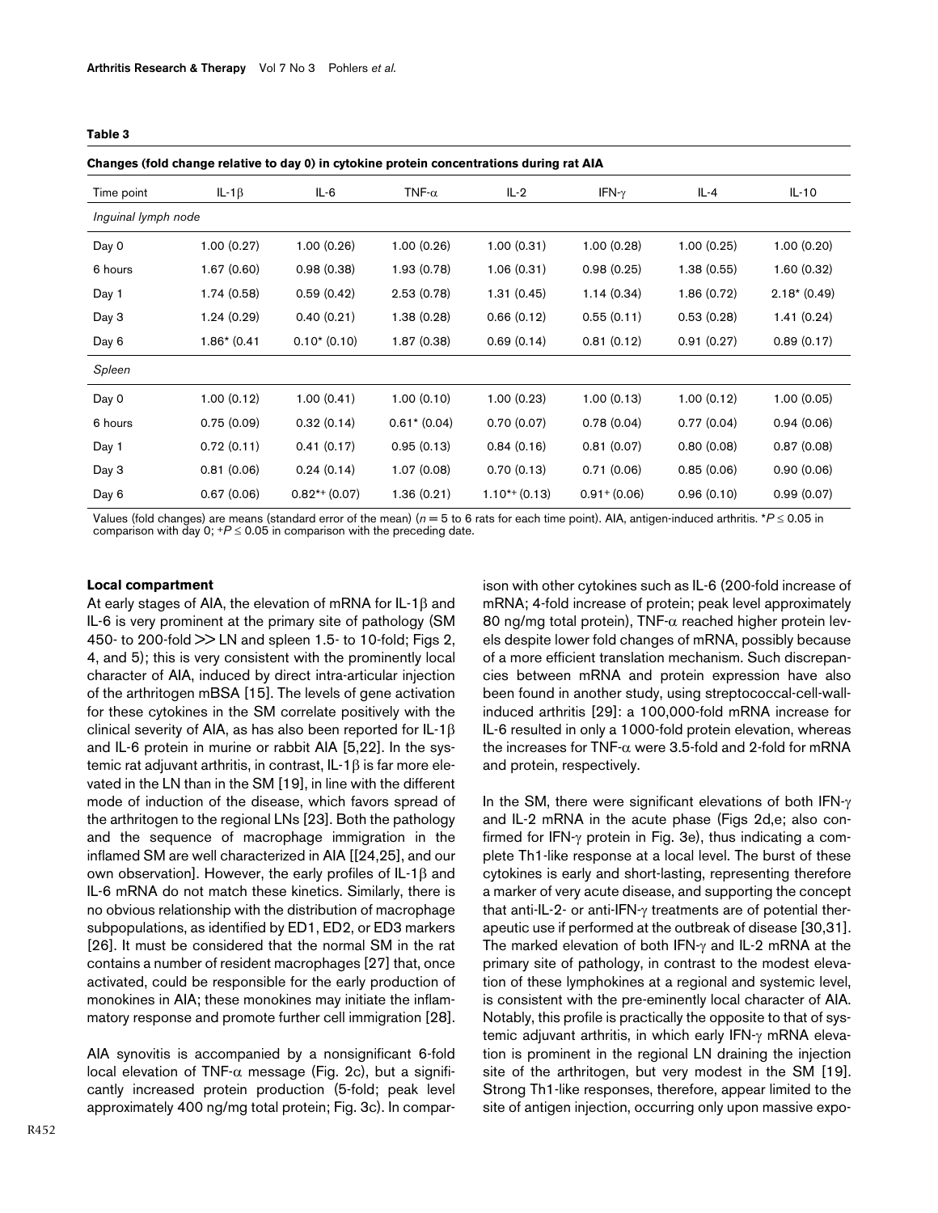**Table 3**

**Changes (fold change relative to day 0) in cytokine protein concentrations during rat AIA**

| Time point | IL-1β | IL-6 | TNF-α | IL-2 | IFN-γ | IL-4 | IL-10 |
|---|---|---|---|---|---|---|---|
| *Inguinal lymph node* | | | | | | | |
| Day 0 | 1.00 (0.27) | 1.00 (0.26) | 1.00 (0.26) | 1.00 (0.31) | 1.00 (0.28) | 1.00 (0.25) | 1.00 (0.20) |
| 6 hours | 1.67 (0.60) | 0.98 (0.38) | 1.93 (0.78) | 1.06 (0.31) | 0.98 (0.25) | 1.38 (0.55) | 1.60 (0.32) |
| Day 1 | 1.74 (0.58) | 0.59 (0.42) | 2.53 (0.78) | 1.31 (0.45) | 1.14 (0.34) | 1.86 (0.72) | 2.18* (0.49) |
| Day 3 | 1.24 (0.29) | 0.40 (0.21) | 1.38 (0.28) | 0.66 (0.12) | 0.55 (0.11) | 0.53 (0.28) | 1.41 (0.24) |
| Day 6 | 1.86* (0.41 | 0.10* (0.10) | 1.87 (0.38) | 0.69 (0.14) | 0.81 (0.12) | 0.91 (0.27) | 0.89 (0.17) |
| *Spleen* | | | | | | | |
| Day 0 | 1.00 (0.12) | 1.00 (0.41) | 1.00 (0.10) | 1.00 (0.23) | 1.00 (0.13) | 1.00 (0.12) | 1.00 (0.05) |
| 6 hours | 0.75 (0.09) | 0.32 (0.14) | 0.61* (0.04) | 0.70 (0.07) | 0.78 (0.04) | 0.77 (0.04) | 0.94 (0.06) |
| Day 1 | 0.72 (0.11) | 0.41 (0.17) | 0.95 (0.13) | 0.84 (0.16) | 0.81 (0.07) | 0.80 (0.08) | 0.87 (0.08) |
| Day 3 | 0.81 (0.06) | 0.24 (0.14) | 1.07 (0.08) | 0.70 (0.13) | 0.71 (0.06) | 0.85 (0.06) | 0.90 (0.06) |
| Day 6 | 0.67 (0.06) | 0.82*+ (0.07) | 1.36 (0.21) | 1.10*+ (0.13) | 0.91+ (0.06) | 0.96 (0.10) | 0.99 (0.07) |

Values (fold changes) are means (standard error of the mean) ($n = 5$ to 6 rats for each time point). AIA, antigen-induced arthritis. *$P \leq 0.05$ in comparison with day 0; +$P \leq 0.05$ in comparison with the preceding date.

**Local compartment**

At early stages of AIA, the elevation of mRNA for IL-1β and IL-6 is very prominent at the primary site of pathology (SM 450- to 200-fold >> LN and spleen 1.5- to 10-fold; Figs 2, 4, and 5); this is very consistent with the prominently local character of AIA, induced by direct intra-articular injection of the arthritogen mBSA [15]. The levels of gene activation for these cytokines in the SM correlate positively with the clinical severity of AIA, as has also been reported for IL-1β and IL-6 protein in murine or rabbit AIA [5,22]. In the systemic rat adjuvant arthritis, in contrast, IL-1β is far more elevated in the LN than in the SM [19], in line with the different mode of induction of the disease, which favors spread of the arthritogen to the regional LNs [23]. Both the pathology and the sequence of macrophage immigration in the inflamed SM are well characterized in AIA [[24,25], and our own observation]. However, the early profiles of IL-1β and IL-6 mRNA do not match these kinetics. Similarly, there is no obvious relationship with the distribution of macrophage subpopulations, as identified by ED1, ED2, or ED3 markers [26]. It must be considered that the normal SM in the rat contains a number of resident macrophages [27] that, once activated, could be responsible for the early production of monokines in AIA; these monokines may initiate the inflammatory response and promote further cell immigration [28].

AIA synovitis is accompanied by a nonsignificant 6-fold local elevation of TNF-α message (Fig. 2c), but a significantly increased protein production (5-fold; peak level approximately 400 ng/mg total protein; Fig. 3c). In comparison with other cytokines such as IL-6 (200-fold increase of mRNA; 4-fold increase of protein; peak level approximately 80 ng/mg total protein), TNF-α reached higher protein levels despite lower fold changes of mRNA, possibly because of a more efficient translation mechanism. Such discrepancies between mRNA and protein expression have also been found in another study, using streptococcal-cell-wall-induced arthritis [29]: a 100,000-fold mRNA increase for IL-6 resulted in only a 1000-fold protein elevation, whereas the increases for TNF-α were 3.5-fold and 2-fold for mRNA and protein, respectively.

In the SM, there were significant elevations of both IFN-γ and IL-2 mRNA in the acute phase (Figs 2d,e; also confirmed for IFN-γ protein in Fig. 3e), thus indicating a complete Th1-like response at a local level. The burst of these cytokines is early and short-lasting, representing therefore a marker of very acute disease, and supporting the concept that anti-IL-2- or anti-IFN-γ treatments are of potential therapeutic use if performed at the outbreak of disease [30,31]. The marked elevation of both IFN-γ and IL-2 mRNA at the primary site of pathology, in contrast to the modest elevation of these lymphokines at a regional and systemic level, is consistent with the pre-eminently local character of AIA. Notably, this profile is practically the opposite to that of systemic adjuvant arthritis, in which early IFN-γ mRNA elevation is prominent in the regional LN draining the injection site of the arthritogen, but very modest in the SM [19]. Strong Th1-like responses, therefore, appear limited to the site of antigen injection, occurring only upon massive expo-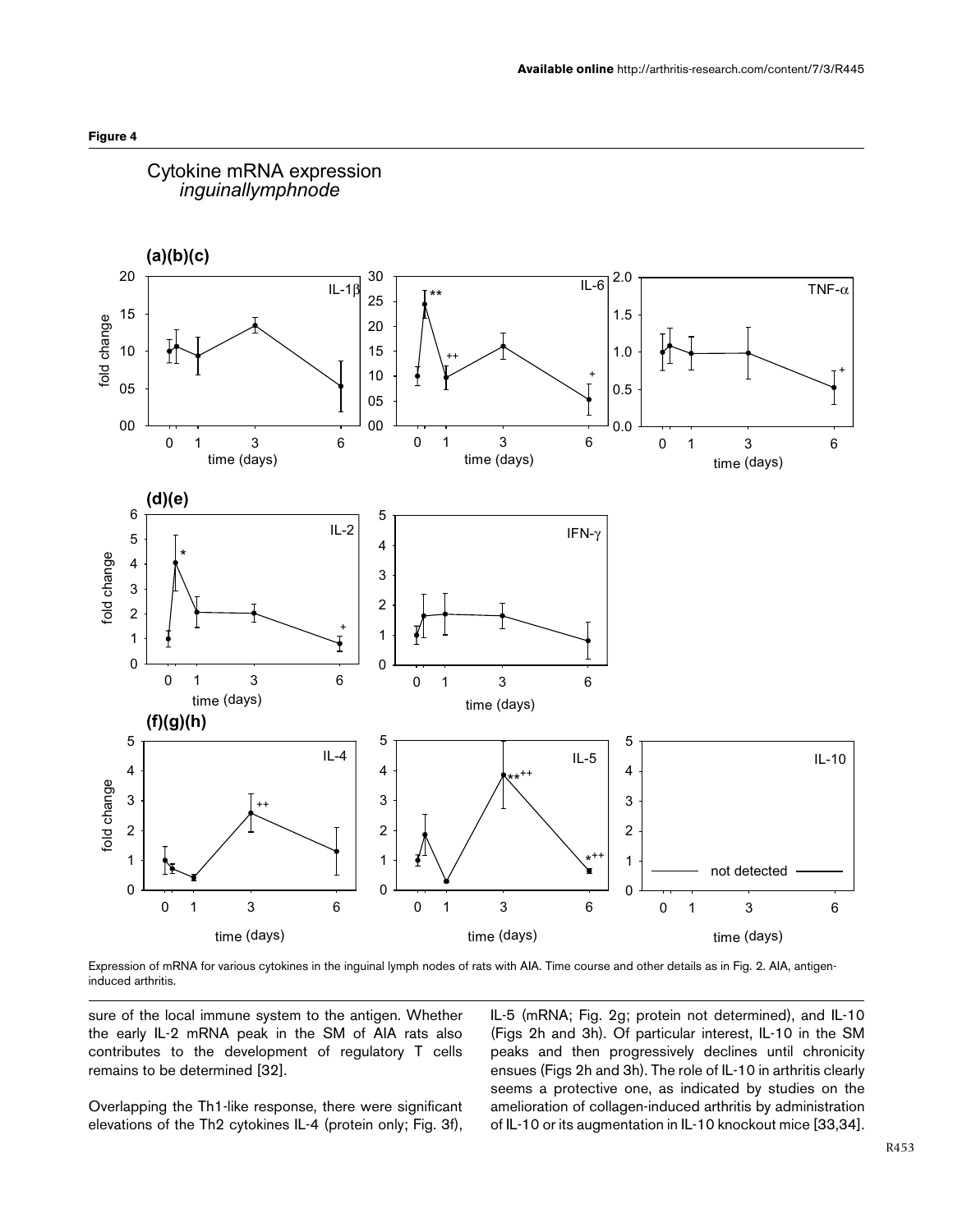**Figure 4**

Cytokine mRNA expression
*inguinallymphnode*

Expression of mRNA for various cytokines in the inguinal lymph nodes of rats with AIA. Time course and other details as in Fig. 2. AIA, antigen-induced arthritis.

sure of the local immune system to the antigen. Whether the early IL-2 mRNA peak in the SM of AIA rats also contributes to the development of regulatory T cells remains to be determined [32].

Overlapping the Th1-like response, there were significant elevations of the Th2 cytokines IL-4 (protein only; Fig. 3f), IL-5 (mRNA; Fig. 2g; protein not determined), and IL-10 (Figs 2h and 3h). Of particular interest, IL-10 in the SM peaks and then progressively declines until chronicity ensues (Figs 2h and 3h). The role of IL-10 in arthritis clearly seems a protective one, as indicated by studies on the amelioration of collagen-induced arthritis by administration of IL-10 or its augmentation in IL-10 knockout mice [33,34].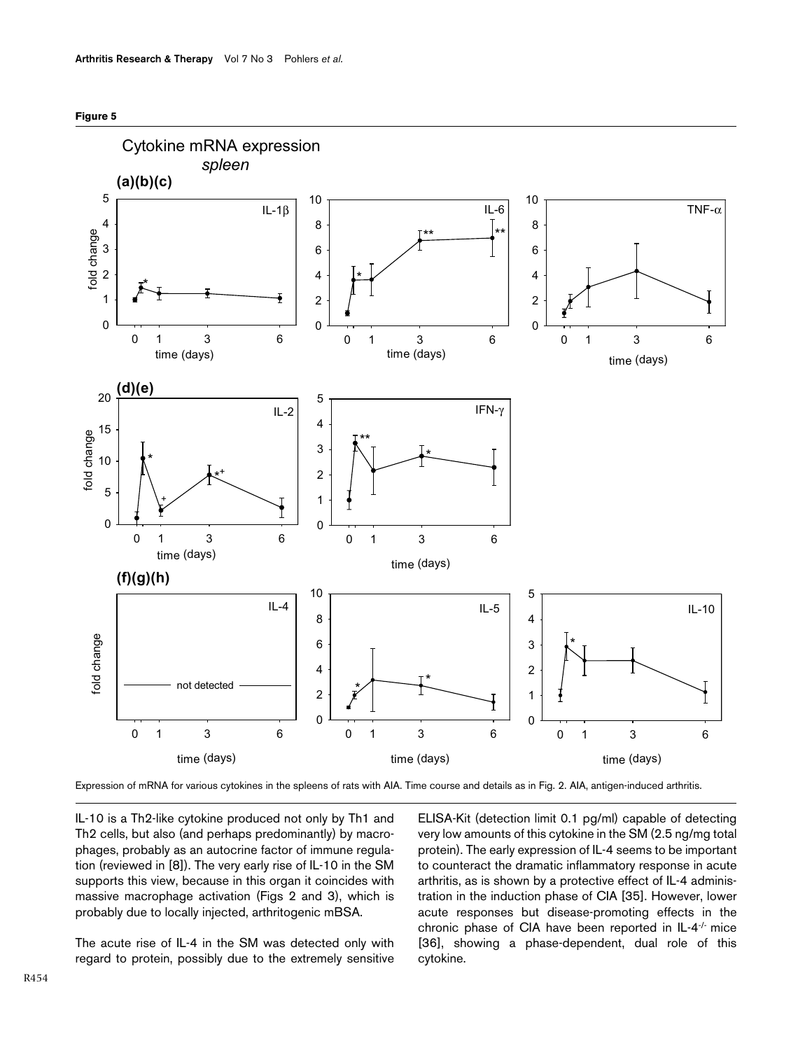**Figure 5**

Expression of mRNA for various cytokines in the spleens of rats with AIA. Time course and details as in Fig. 2. AIA, antigen-induced arthritis.

IL-10 is a Th2-like cytokine produced not only by Th1 and Th2 cells, but also (and perhaps predominantly) by macrophages, probably as an autocrine factor of immune regulation (reviewed in [8]). The very early rise of IL-10 in the SM supports this view, because in this organ it coincides with massive macrophage activation (Figs 2 and 3), which is probably due to locally injected, arthritogenic mBSA.

The acute rise of IL-4 in the SM was detected only with regard to protein, possibly due to the extremely sensitive ELISA-Kit (detection limit 0.1 pg/ml) capable of detecting very low amounts of this cytokine in the SM (2.5 ng/mg total protein). The early expression of IL-4 seems to be important to counteract the dramatic inflammatory response in acute arthritis, as is shown by a protective effect of IL-4 administration in the induction phase of CIA [35]. However, lower acute responses but disease-promoting effects in the chronic phase of CIA have been reported in IL-4$^{-/-}$ mice [36], showing a phase-dependent, dual role of this cytokine.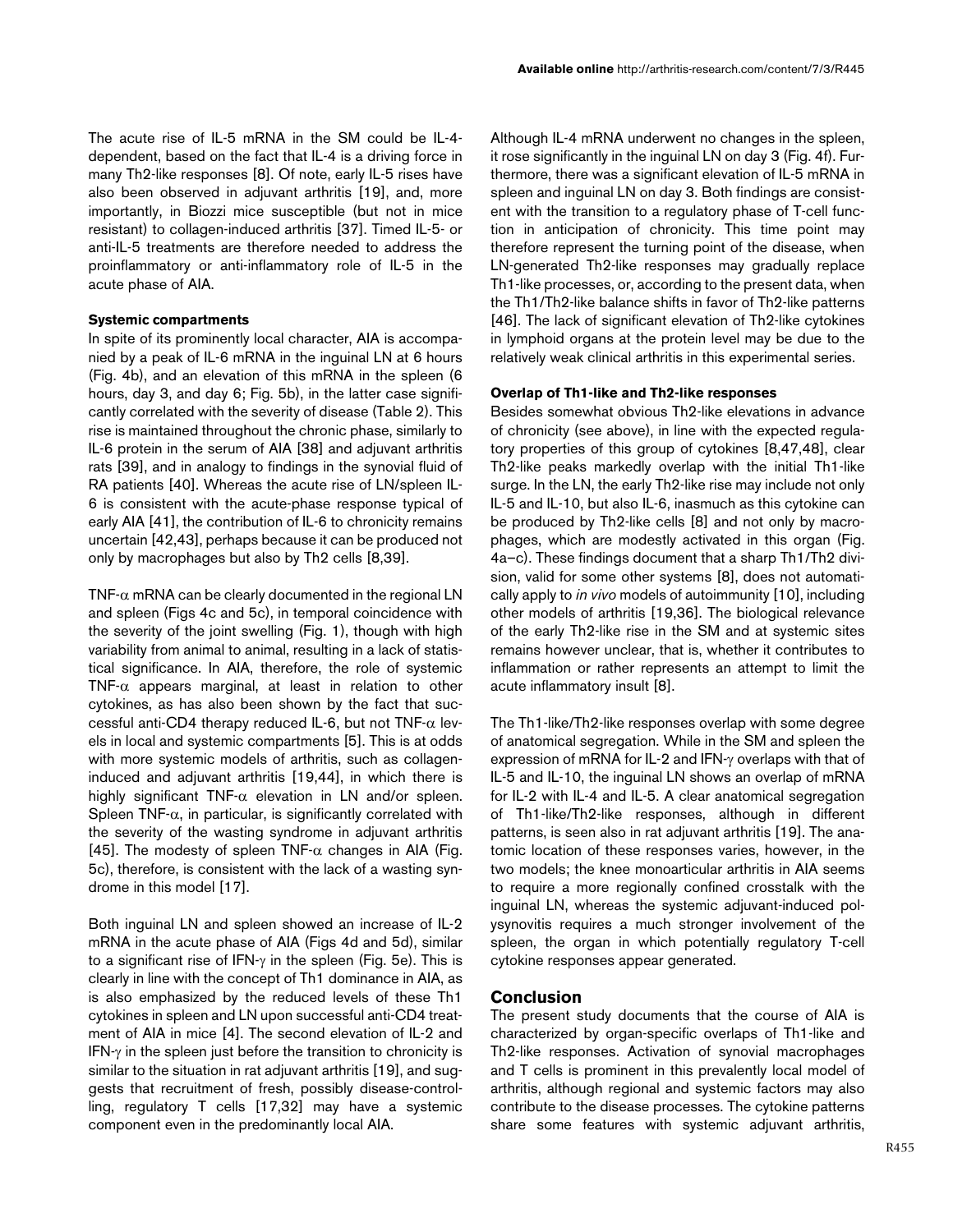The acute rise of IL-5 mRNA in the SM could be IL-4-dependent, based on the fact that IL-4 is a driving force in many Th2-like responses [8]. Of note, early IL-5 rises have also been observed in adjuvant arthritis [19], and, more importantly, in Biozzi mice susceptible (but not in mice resistant) to collagen-induced arthritis [37]. Timed IL-5- or anti-IL-5 treatments are therefore needed to address the proinflammatory or anti-inflammatory role of IL-5 in the acute phase of AIA.

#### Systemic compartments

In spite of its prominently local character, AIA is accompanied by a peak of IL-6 mRNA in the inguinal LN at 6 hours (Fig. 4b), and an elevation of this mRNA in the spleen (6 hours, day 3, and day 6; Fig. 5b), in the latter case significantly correlated with the severity of disease (Table 2). This rise is maintained throughout the chronic phase, similarly to IL-6 protein in the serum of AIA [38] and adjuvant arthritis rats [39], and in analogy to findings in the synovial fluid of RA patients [40]. Whereas the acute rise of LN/spleen IL-6 is consistent with the acute-phase response typical of early AIA [41], the contribution of IL-6 to chronicity remains uncertain [42,43], perhaps because it can be produced not only by macrophages but also by Th2 cells [8,39].

TNF-$\alpha$ mRNA can be clearly documented in the regional LN and spleen (Figs 4c and 5c), in temporal coincidence with the severity of the joint swelling (Fig. 1), though with high variability from animal to animal, resulting in a lack of statistical significance. In AIA, therefore, the role of systemic TNF-$\alpha$ appears marginal, at least in relation to other cytokines, as has also been shown by the fact that successful anti-CD4 therapy reduced IL-6, but not TNF-$\alpha$ levels in local and systemic compartments [5]. This is at odds with more systemic models of arthritis, such as collagen-induced and adjuvant arthritis [19,44], in which there is highly significant TNF-$\alpha$ elevation in LN and/or spleen. Spleen TNF-$\alpha$, in particular, is significantly correlated with the severity of the wasting syndrome in adjuvant arthritis [45]. The modesty of spleen TNF-$\alpha$ changes in AIA (Fig. 5c), therefore, is consistent with the lack of a wasting syndrome in this model [17].

Both inguinal LN and spleen showed an increase of IL-2 mRNA in the acute phase of AIA (Figs 4d and 5d), similar to a significant rise of IFN-$\gamma$ in the spleen (Fig. 5e). This is clearly in line with the concept of Th1 dominance in AIA, as is also emphasized by the reduced levels of these Th1 cytokines in spleen and LN upon successful anti-CD4 treatment of AIA in mice [4]. The second elevation of IL-2 and IFN-$\gamma$ in the spleen just before the transition to chronicity is similar to the situation in rat adjuvant arthritis [19], and suggests that recruitment of fresh, possibly disease-controlling, regulatory T cells [17,32] may have a systemic component even in the predominantly local AIA.

Although IL-4 mRNA underwent no changes in the spleen, it rose significantly in the inguinal LN on day 3 (Fig. 4f). Furthermore, there was a significant elevation of IL-5 mRNA in spleen and inguinal LN on day 3. Both findings are consistent with the transition to a regulatory phase of T-cell function in anticipation of chronicity. This time point may therefore represent the turning point of the disease, when LN-generated Th2-like responses may gradually replace Th1-like processes, or, according to the present data, when the Th1/Th2-like balance shifts in favor of Th2-like patterns [46]. The lack of significant elevation of Th2-like cytokines in lymphoid organs at the protein level may be due to the relatively weak clinical arthritis in this experimental series.

#### Overlap of Th1-like and Th2-like responses

Besides somewhat obvious Th2-like elevations in advance of chronicity (see above), in line with the expected regulatory properties of this group of cytokines [8,47,48], clear Th2-like peaks markedly overlap with the initial Th1-like surge. In the LN, the early Th2-like rise may include not only IL-5 and IL-10, but also IL-6, inasmuch as this cytokine can be produced by Th2-like cells [8] and not only by macrophages, which are modestly activated in this organ (Fig. 4a–c). These findings document that a sharp Th1/Th2 division, valid for some other systems [8], does not automatically apply to *in vivo* models of autoimmunity [10], including other models of arthritis [19,36]. The biological relevance of the early Th2-like rise in the SM and at systemic sites remains however unclear, that is, whether it contributes to inflammation or rather represents an attempt to limit the acute inflammatory insult [8].

The Th1-like/Th2-like responses overlap with some degree of anatomical segregation. While in the SM and spleen the expression of mRNA for IL-2 and IFN-$\gamma$ overlaps with that of IL-5 and IL-10, the inguinal LN shows an overlap of mRNA for IL-2 with IL-4 and IL-5. A clear anatomical segregation of Th1-like/Th2-like responses, although in different patterns, is seen also in rat adjuvant arthritis [19]. The anatomic location of these responses varies, however, in the two models; the knee monoarticular arthritis in AIA seems to require a more regionally confined crosstalk with the inguinal LN, whereas the systemic adjuvant-induced polysynovitis requires a much stronger involvement of the spleen, the organ in which potentially regulatory T-cell cytokine responses appear generated.

## Conclusion

The present study documents that the course of AIA is characterized by organ-specific overlaps of Th1-like and Th2-like responses. Activation of synovial macrophages and T cells is prominent in this prevalently local model of arthritis, although regional and systemic factors may also contribute to the disease processes. The cytokine patterns share some features with systemic adjuvant arthritis,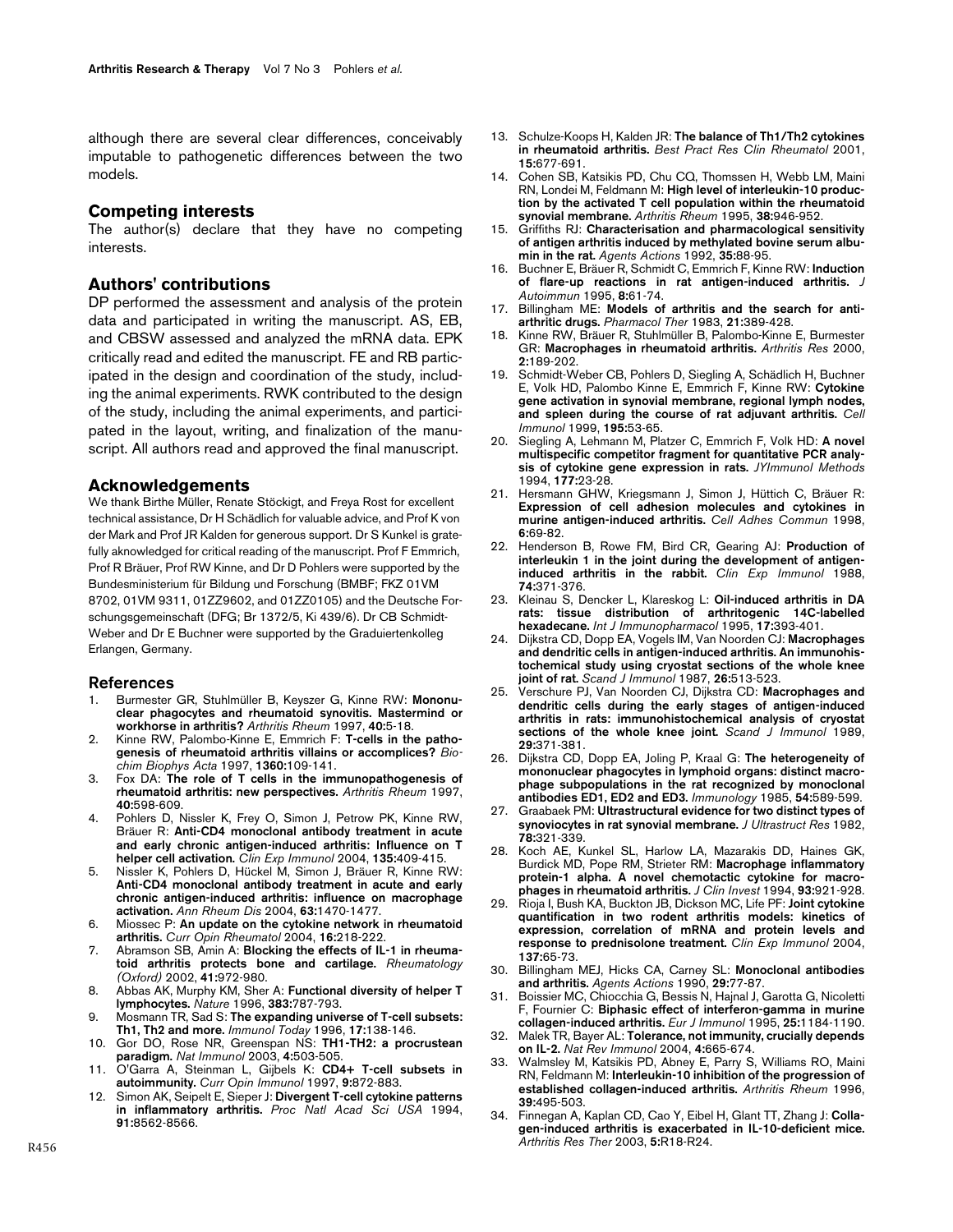although there are several clear differences, conceivably imputable to pathogenetic differences between the two models.

## Competing interests

The author(s) declare that they have no competing interests.

## Authors' contributions

DP performed the assessment and analysis of the protein data and participated in writing the manuscript. AS, EB, and CBSW assessed and analyzed the mRNA data. EPK critically read and edited the manuscript. FE and RB participated in the design and coordination of the study, including the animal experiments. RWK contributed to the design of the study, including the animal experiments, and participated in the layout, writing, and finalization of the manuscript. All authors read and approved the final manuscript.

## Acknowledgements

We thank Birthe Müller, Renate Stöckigt, and Freya Rost for excellent technical assistance, Dr H Schädlich for valuable advice, and Prof K von der Mark and Prof JR Kalden for generous support. Dr S Kunkel is gratefully aknowledged for critical reading of the manuscript. Prof F Emmrich, Prof R Bräuer, Prof RW Kinne, and Dr D Pohlers were supported by the Bundesministerium für Bildung und Forschung (BMBF; FKZ 01VM 8702, 01VM 9311, 01ZZ9602, and 01ZZ0105) and the Deutsche Forschungsgemeinschaft (DFG; Br 1372/5, Ki 439/6). Dr CB Schmidt-Weber and Dr E Buchner were supported by the Graduiertenkolleg Erlangen, Germany.

## References

1. Burmester GR, Stuhlmüller B, Keyszer G, Kinne RW: **Mononuclear phagocytes and rheumatoid synovitis. Mastermind or workhorse in arthritis?** *Arthritis Rheum* 1997, **40:**5-18.
2. Kinne RW, Palombo-Kinne E, Emmrich F: **T-cells in the pathogenesis of rheumatoid arthritis villains or accomplices?** *Biochim Biophys Acta* 1997, **1360:**109-141.
3. Fox DA: **The role of T cells in the immunopathogenesis of rheumatoid arthritis: new perspectives.** *Arthritis Rheum* 1997, **40:**598-609.
4. Pohlers D, Nissler K, Frey O, Simon J, Petrow PK, Kinne RW, Bräuer R: **Anti-CD4 monoclonal antibody treatment in acute and early chronic antigen-induced arthritis: Influence on T helper cell activation.** *Clin Exp Immunol* 2004, **135:**409-415.
5. Nissler K, Pohlers D, Hückel M, Simon J, Bräuer R, Kinne RW: **Anti-CD4 monoclonal antibody treatment in acute and early chronic antigen-induced arthritis: influence on macrophage activation.** *Ann Rheum Dis* 2004, **63:**1470-1477.
6. Miossec P: **An update on the cytokine network in rheumatoid arthritis.** *Curr Opin Rheumatol* 2004, **16:**218-222.
7. Abramson SB, Amin A: **Blocking the effects of IL-1 in rheumatoid arthritis protects bone and cartilage.** *Rheumatology (Oxford)* 2002, **41:**972-980.
8. Abbas AK, Murphy KM, Sher A: **Functional diversity of helper T lymphocytes.** *Nature* 1996, **383:**787-793.
9. Mosmann TR, Sad S: **The expanding universe of T-cell subsets: Th1, Th2 and more.** *Immunol Today* 1996, **17:**138-146.
10. Gor DO, Rose NR, Greenspan NS: **TH1-TH2: a procrustean paradigm.** *Nat Immunol* 2003, **4:**503-505.
11. O'Garra A, Steinman L, Gijbels K: **CD4+ T-cell subsets in autoimmunity.** *Curr Opin Immunol* 1997, **9:**872-883.
12. Simon AK, Seipelt E, Sieper J: **Divergent T-cell cytokine patterns in inflammatory arthritis.** *Proc Natl Acad Sci USA* 1994, **91:**8562-8566.
13. Schulze-Koops H, Kalden JR: **The balance of Th1/Th2 cytokines in rheumatoid arthritis.** *Best Pract Res Clin Rheumatol* 2001, **15:**677-691.
14. Cohen SB, Katsikis PD, Chu CQ, Thomssen H, Webb LM, Maini RN, Londei M, Feldmann M: **High level of interleukin-10 production by the activated T cell population within the rheumatoid synovial membrane.** *Arthritis Rheum* 1995, **38:**946-952.
15. Griffiths RJ: **Characterisation and pharmacological sensitivity of antigen arthritis induced by methylated bovine serum albumin in the rat.** *Agents Actions* 1992, **35:**88-95.
16. Buchner E, Bräuer R, Schmidt C, Emmrich F, Kinne RW: **Induction of flare-up reactions in rat antigen-induced arthritis.** *J Autoimmun* 1995, **8:**61-74.
17. Billingham ME: **Models of arthritis and the search for anti-arthritic drugs.** *Pharmacol Ther* 1983, **21:**389-428.
18. Kinne RW, Bräuer R, Stuhlmüller B, Palombo-Kinne E, Burmester GR: **Macrophages in rheumatoid arthritis.** *Arthritis Res* 2000, **2:**189-202.
19. Schmidt-Weber CB, Pohlers D, Siegling A, Schädlich H, Buchner E, Volk HD, Palombo Kinne E, Emmrich F, Kinne RW: **Cytokine gene activation in synovial membrane, regional lymph nodes, and spleen during the course of rat adjuvant arthritis.** *Cell Immunol* 1999, **195:**53-65.
20. Siegling A, Lehmann M, Platzer C, Emmrich F, Volk HD: **A novel multispecific competitor fragment for quantitative PCR analysis of cytokine gene expression in rats.** *JYImmunol Methods* 1994, **177:**23-28.
21. Hersmann GHW, Kriegsmann J, Simon J, Hüttich C, Bräuer R: **Expression of cell adhesion molecules and cytokines in murine antigen-induced arthritis.** *Cell Adhes Commun* 1998, **6:**69-82.
22. Henderson B, Rowe FM, Bird CR, Gearing AJ: **Production of interleukin 1 in the joint during the development of antigen-induced arthritis in the rabbit.** *Clin Exp Immunol* 1988, **74:**371-376.
23. Kleinau S, Dencker L, Klareskog L: **Oil-induced arthritis in DA rats: tissue distribution of arthritogenic 14C-labelled hexadecane.** *Int J Immunopharmacol* 1995, **17:**393-401.
24. Dijkstra CD, Dopp EA, Vogels IM, Van Noorden CJ: **Macrophages and dendritic cells in antigen-induced arthritis. An immunohistochemical study using cryostat sections of the whole knee joint of rat.** *Scand J Immunol* 1987, **26:**513-523.
25. Verschure PJ, Van Noorden CJ, Dijkstra CD: **Macrophages and dendritic cells during the early stages of antigen-induced arthritis in rats: immunohistochemical analysis of cryostat sections of the whole knee joint.** *Scand J Immunol* 1989, **29:**371-381.
26. Dijkstra CD, Dopp EA, Joling P, Kraal G: **The heterogeneity of mononuclear phagocytes in lymphoid organs: distinct macrophage subpopulations in the rat recognized by monoclonal antibodies ED1, ED2 and ED3.** *Immunology* 1985, **54:**589-599.
27. Graabaek PM: **Ultrastructural evidence for two distinct types of synoviocytes in rat synovial membrane.** *J Ultrastruct Res* 1982, **78:**321-339.
28. Koch AE, Kunkel SL, Harlow LA, Mazarakis DD, Haines GK, Burdick MD, Pope RM, Strieter RM: **Macrophage inflammatory protein-1 alpha. A novel chemotactic cytokine for macrophages in rheumatoid arthritis.** *J Clin Invest* 1994, **93:**921-928.
29. Rioja I, Bush KA, Buckton JB, Dickson MC, Life PF: **Joint cytokine quantification in two rodent arthritis models: kinetics of expression, correlation of mRNA and protein levels and response to prednisolone treatment.** *Clin Exp Immunol* 2004, **137:**65-73.
30. Billingham MEJ, Hicks CA, Carney SL: **Monoclonal antibodies and arthritis.** *Agents Actions* 1990, **29:**77-87.
31. Boissier MC, Chiocchia G, Bessis N, Hajnal J, Garotta G, Nicoletti F, Fournier C: **Biphasic effect of interferon-gamma in murine collagen-induced arthritis.** *Eur J Immunol* 1995, **25:**1184-1190.
32. Malek TR, Bayer AL: **Tolerance, not immunity, crucially depends on IL-2.** *Nat Rev Immunol* 2004, **4:**665-674.
33. Walmsley M, Katsikis PD, Abney E, Parry S, Williams RO, Maini RN, Feldmann M: **Interleukin-10 inhibition of the progression of established collagen-induced arthritis.** *Arthritis Rheum* 1996, **39:**495-503.
34. Finnegan A, Kaplan CD, Cao Y, Eibel H, Glant TT, Zhang J: **Collagen-induced arthritis is exacerbated in IL-10-deficient mice.** *Arthritis Res Ther* 2003, **5:**R18-R24.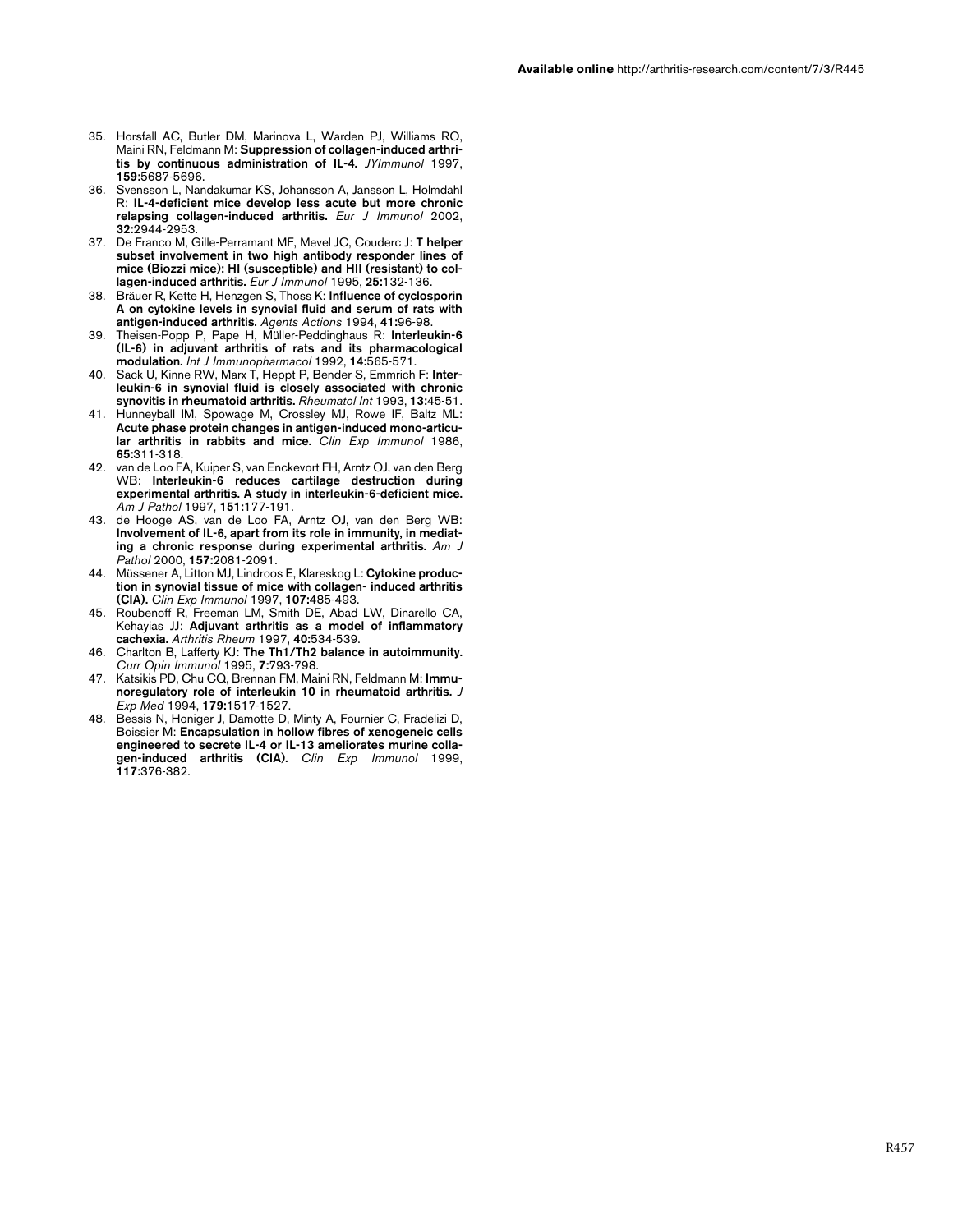35. Horsfall AC, Butler DM, Marinova L, Warden PJ, Williams RO, Maini RN, Feldmann M: **Suppression of collagen-induced arthritis by continuous administration of IL-4.** *JYImmunol* 1997, **159:**5687-5696.
36. Svensson L, Nandakumar KS, Johansson A, Jansson L, Holmdahl R: **IL-4-deficient mice develop less acute but more chronic relapsing collagen-induced arthritis.** *Eur J Immunol* 2002, **32:**2944-2953.
37. De Franco M, Gille-Perramant MF, Mevel JC, Couderc J: **T helper subset involvement in two high antibody responder lines of mice (Biozzi mice): HI (susceptible) and HII (resistant) to collagen-induced arthritis.** *Eur J Immunol* 1995, **25:**132-136.
38. Bräuer R, Kette H, Henzgen S, Thoss K: **Influence of cyclosporin A on cytokine levels in synovial fluid and serum of rats with antigen-induced arthritis.** *Agents Actions* 1994, **41:**96-98.
39. Theisen-Popp P, Pape H, Müller-Peddinghaus R: **Interleukin-6 (IL-6) in adjuvant arthritis of rats and its pharmacological modulation.** *Int J Immunopharmacol* 1992, **14:**565-571.
40. Sack U, Kinne RW, Marx T, Heppt P, Bender S, Emmrich F: **Interleukin-6 in synovial fluid is closely associated with chronic synovitis in rheumatoid arthritis.** *Rheumatol Int* 1993, **13:**45-51.
41. Hunneyball IM, Spowage M, Crossley MJ, Rowe IF, Baltz ML: **Acute phase protein changes in antigen-induced mono-articular arthritis in rabbits and mice.** *Clin Exp Immunol* 1986, **65:**311-318.
42. van de Loo FA, Kuiper S, van Enckevort FH, Arntz OJ, van den Berg WB: **Interleukin-6 reduces cartilage destruction during experimental arthritis. A study in interleukin-6-deficient mice.** *Am J Pathol* 1997, **151:**177-191.
43. de Hooge AS, van de Loo FA, Arntz OJ, van den Berg WB: **Involvement of IL-6, apart from its role in immunity, in mediating a chronic response during experimental arthritis.** *Am J Pathol* 2000, **157:**2081-2091.
44. Müssener A, Litton MJ, Lindroos E, Klareskog L: **Cytokine production in synovial tissue of mice with collagen- induced arthritis (CIA).** *Clin Exp Immunol* 1997, **107:**485-493.
45. Roubenoff R, Freeman LM, Smith DE, Abad LW, Dinarello CA, Kehayias JJ: **Adjuvant arthritis as a model of inflammatory cachexia.** *Arthritis Rheum* 1997, **40:**534-539.
46. Charlton B, Lafferty KJ: **The Th1/Th2 balance in autoimmunity.** *Curr Opin Immunol* 1995, **7:**793-798.
47. Katsikis PD, Chu CQ, Brennan FM, Maini RN, Feldmann M: **Immunoregulatory role of interleukin 10 in rheumatoid arthritis.** *J Exp Med* 1994, **179:**1517-1527.
48. Bessis N, Honiger J, Damotte D, Minty A, Fournier C, Fradelizi D, Boissier M: **Encapsulation in hollow fibres of xenogeneic cells engineered to secrete IL-4 or IL-13 ameliorates murine collagen-induced arthritis (CIA).** *Clin Exp Immunol* 1999, **117:**376-382.